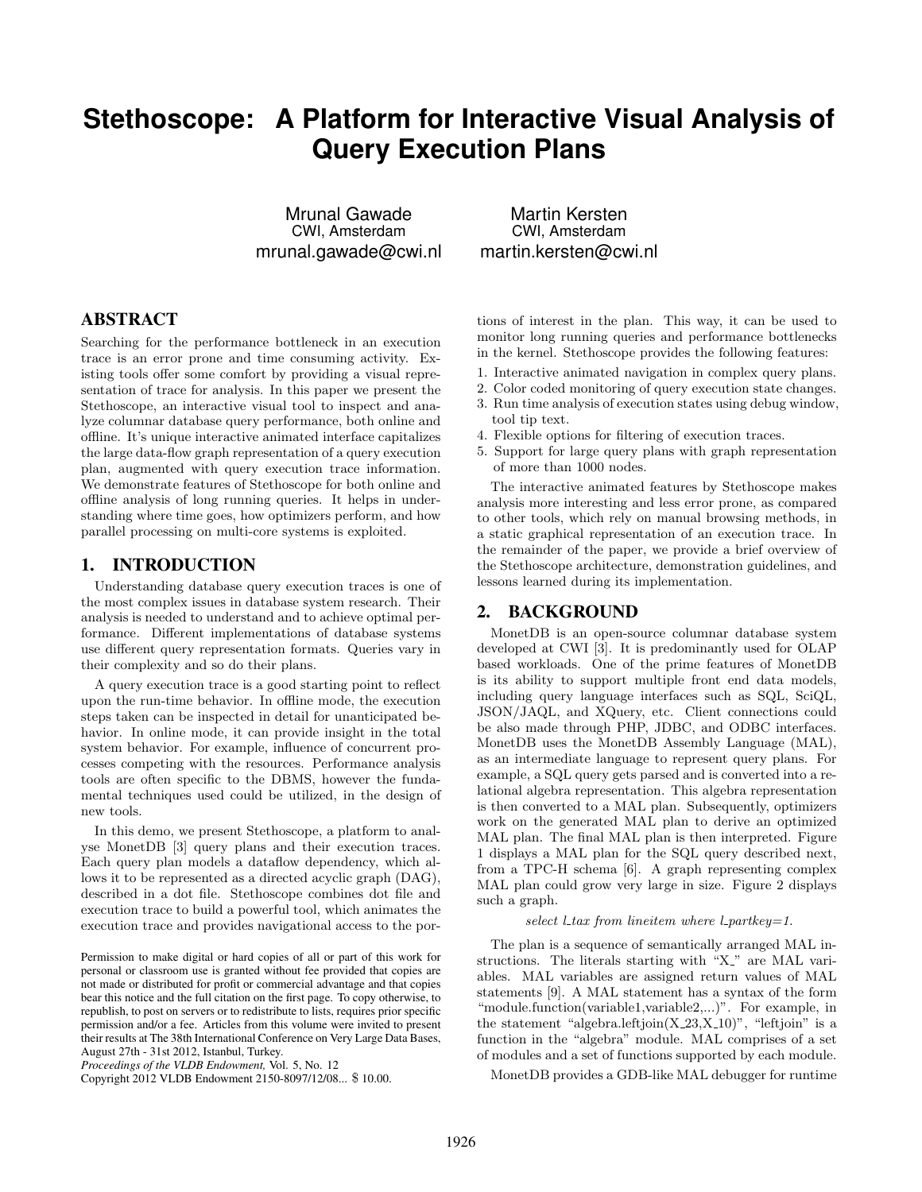# Stethoscope: A Platform for Interactive Visual Analysis of Query Execution Plans

Mrunal Gawade
CWI, Amsterdam
mrunal.gawade@cwi.nl

Martin Kersten
CWI, Amsterdam
martin.kersten@cwi.nl

## ABSTRACT

Searching for the performance bottleneck in an execution trace is an error prone and time consuming activity. Existing tools offer some comfort by providing a visual representation of trace for analysis. In this paper we present the Stethoscope, an interactive visual tool to inspect and analyze columnar database query performance, both online and offline. It's unique interactive animated interface capitalizes the large data-flow graph representation of a query execution plan, augmented with query execution trace information. We demonstrate features of Stethoscope for both online and offline analysis of long running queries. It helps in understanding where time goes, how optimizers perform, and how parallel processing on multi-core systems is exploited.

## 1. INTRODUCTION

Understanding database query execution traces is one of the most complex issues in database system research. Their analysis is needed to understand and to achieve optimal performance. Different implementations of database systems use different query representation formats. Queries vary in their complexity and so do their plans.

A query execution trace is a good starting point to reflect upon the run-time behavior. In offline mode, the execution steps taken can be inspected in detail for unanticipated behavior. In online mode, it can provide insight in the total system behavior. For example, influence of concurrent processes competing with the resources. Performance analysis tools are often specific to the DBMS, however the fundamental techniques used could be utilized, in the design of new tools.

In this demo, we present Stethoscope, a platform to analyse MonetDB [3] query plans and their execution traces. Each query plan models a dataflow dependency, which allows it to be represented as a directed acyclic graph (DAG), described in a dot file. Stethoscope combines dot file and execution trace to build a powerful tool, which animates the execution trace and provides navigational access to the portions of interest in the plan. This way, it can be used to monitor long running queries and performance bottlenecks in the kernel. Stethoscope provides the following features:

1. Interactive animated navigation in complex query plans.
2. Color coded monitoring of query execution state changes.
3. Run time analysis of execution states using debug window, tool tip text.
4. Flexible options for filtering of execution traces.
5. Support for large query plans with graph representation of more than 1000 nodes.

The interactive animated features by Stethoscope makes analysis more interesting and less error prone, as compared to other tools, which rely on manual browsing methods, in a static graphical representation of an execution trace. In the remainder of the paper, we provide a brief overview of the Stethoscope architecture, demonstration guidelines, and lessons learned during its implementation.

## 2. BACKGROUND

MonetDB is an open-source columnar database system developed at CWI [3]. It is predominantly used for OLAP based workloads. One of the prime features of MonetDB is its ability to support multiple front end data models, including query language interfaces such as SQL, SciQL, JSON/JAQL, and XQuery, etc. Client connections could be also made through PHP, JDBC, and ODBC interfaces. MonetDB uses the MonetDB Assembly Language (MAL), as an intermediate language to represent query plans. For example, a SQL query gets parsed and is converted into a relational algebra representation. This algebra representation is then converted to a MAL plan. Subsequently, optimizers work on the generated MAL plan to derive an optimized MAL plan. The final MAL plan is then interpreted. Figure 1 displays a MAL plan for the SQL query described next, from a TPC-H schema [6]. A graph representing complex MAL plan could grow very large in size. Figure 2 displays such a graph.

*select l_tax from lineitem where l_partkey=1.*

The plan is a sequence of semantically arranged MAL instructions. The literals starting with "X_" are MAL variables. MAL variables are assigned return values of MAL statements [9]. A MAL statement has a syntax of the form "module.function(variable1,variable2,...)". For example, in the statement "algebra.leftjoin(X_23,X_10)", "leftjoin" is a function in the "algebra" module. MAL comprises of a set of modules and a set of functions supported by each module.

MonetDB provides a GDB-like MAL debugger for runtime

Permission to make digital or hard copies of all or part of this work for personal or classroom use is granted without fee provided that copies are not made or distributed for profit or commercial advantage and that copies bear this notice and the full citation on the first page. To copy otherwise, to republish, to post on servers or to redistribute to lists, requires prior specific permission and/or a fee. Articles from this volume were invited to present their results at The 38th International Conference on Very Large Data Bases, August 27th - 31st 2012, Istanbul, Turkey.
*Proceedings of the VLDB Endowment,* Vol. 5, No. 12
Copyright 2012 VLDB Endowment 2150-8097/12/08... $ 10.00.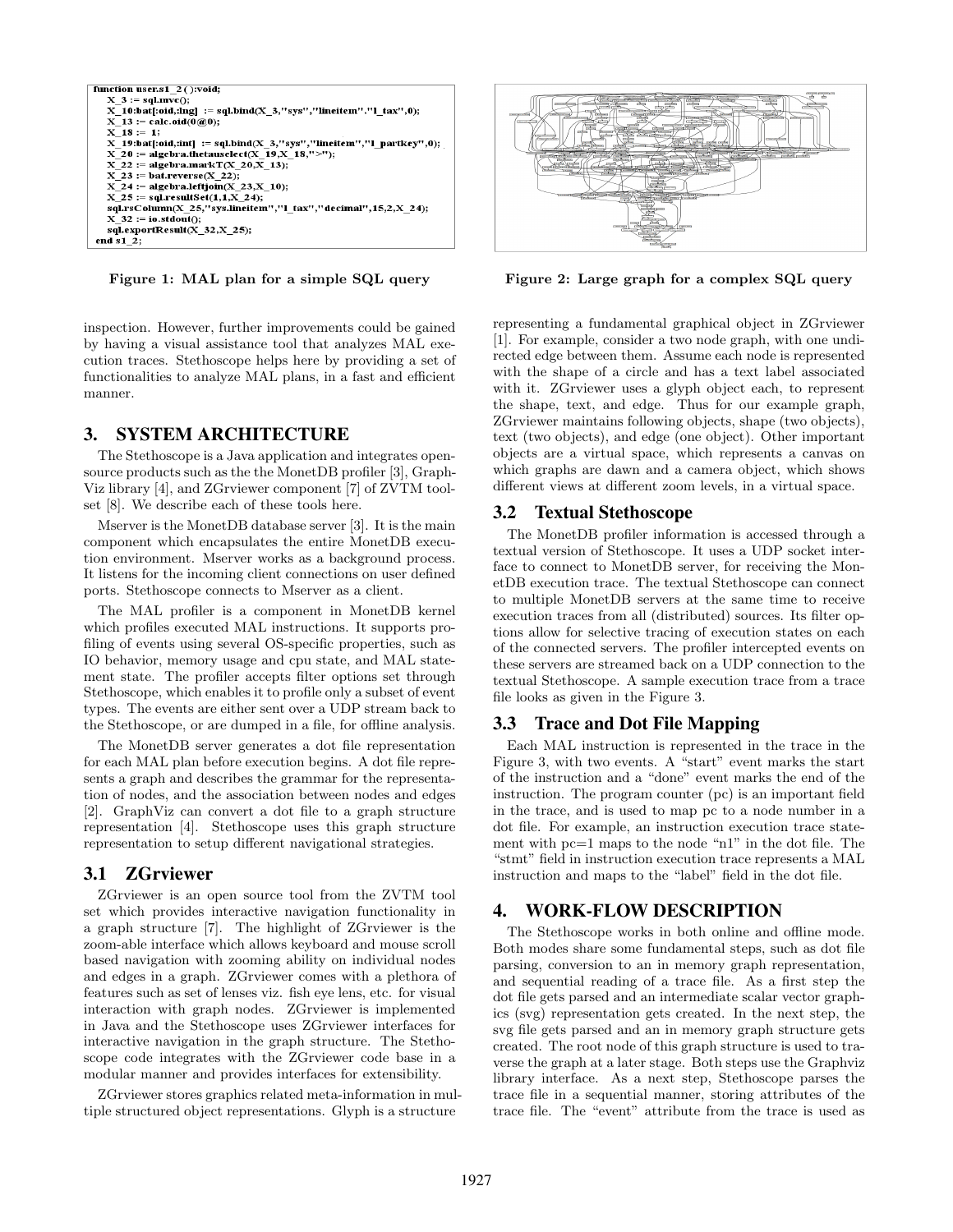```
function user.s1_2():void;
    X_3 := sql.mvc();
    X_10:bat[:oid,:lng] := sql.bind(X_3,"sys","lineitem","l_tax",0);
    X_13 := calc.oid(0@0);
    X_18 := 1;
    X_19:bat[:oid,:int] := sql.bind(X_3,"sys","lineitem","l_partkey",0);
    X_20 := algebra.thetauselect(X_19,X_18,">");
    X_22 := algebra.markT(X_20,X_13);
    X_23 := bat.reverse(X_22);
    X_24 := algebra.leftjoin(X_23,X_10);
    X_25 := sql.resultSet(1,1,X_24);
    sql.rsColumn(X_25,"sys.lineitem","l_tax","decimal",15,2,X_24);
    X_32 := io.stdout();
    sql.exportResult(X_32,X_25);
end s1_2;
```

**Figure 1: MAL plan for a simple SQL query**

**Figure 2: Large graph for a complex SQL query**

inspection. However, further improvements could be gained by having a visual assistance tool that analyzes MAL execution traces. Stethoscope helps here by providing a set of functionalities to analyze MAL plans, in a fast and efficient manner.

## 3. SYSTEM ARCHITECTURE

The Stethoscope is a Java application and integrates open-source products such as the the MonetDB profiler [3], GraphViz library [4], and ZGrviewer component [7] of ZVTM toolset [8]. We describe each of these tools here.

Mserver is the MonetDB database server [3]. It is the main component which encapsulates the entire MonetDB execution environment. Mserver works as a background process. It listens for the incoming client connections on user defined ports. Stethoscope connects to Mserver as a client.

The MAL profiler is a component in MonetDB kernel which profiles executed MAL instructions. It supports profiling of events using several OS-specific properties, such as IO behavior, memory usage and cpu state, and MAL statement state. The profiler accepts filter options set through Stethoscope, which enables it to profile only a subset of event types. The events are either sent over a UDP stream back to the Stethoscope, or are dumped in a file, for offline analysis.

The MonetDB server generates a dot file representation for each MAL plan before execution begins. A dot file represents a graph and describes the grammar for the representation of nodes, and the association between nodes and edges [2]. GraphViz can convert a dot file to a graph structure representation [4]. Stethoscope uses this graph structure representation to setup different navigational strategies.

### 3.1 ZGrviewer

ZGrviewer is an open source tool from the ZVTM tool set which provides interactive navigation functionality in a graph structure [7]. The highlight of ZGrviewer is the zoom-able interface which allows keyboard and mouse scroll based navigation with zooming ability on individual nodes and edges in a graph. ZGrviewer comes with a plethora of features such as set of lenses viz. fish eye lens, etc. for visual interaction with graph nodes. ZGrviewer is implemented in Java and the Stethoscope uses ZGrviewer interfaces for interactive navigation in the graph structure. The Stethoscope code integrates with the ZGrviewer code base in a modular manner and provides interfaces for extensibility.

ZGrviewer stores graphics related meta-information in multiple structured object representations. Glyph is a structure representing a fundamental graphical object in ZGrviewer [1]. For example, consider a two node graph, with one undirected edge between them. Assume each node is represented with the shape of a circle and has a text label associated with it. ZGrviewer uses a glyph object each, to represent the shape, text, and edge. Thus for our example graph, ZGrviewer maintains following objects, shape (two objects), text (two objects), and edge (one object). Other important objects are a virtual space, which represents a canvas on which graphs are dawn and a camera object, which shows different views at different zoom levels, in a virtual space.

### 3.2 Textual Stethoscope

The MonetDB profiler information is accessed through a textual version of Stethoscope. It uses a UDP socket interface to connect to MonetDB server, for receiving the MonetDB execution trace. The textual Stethoscope can connect to multiple MonetDB servers at the same time to receive execution traces from all (distributed) sources. Its filter options allow for selective tracing of execution states on each of the connected servers. The profiler intercepted events on these servers are streamed back on a UDP connection to the textual Stethoscope. A sample execution trace from a trace file looks as given in the Figure 3.

### 3.3 Trace and Dot File Mapping

Each MAL instruction is represented in the trace in the Figure 3, with two events. A "start" event marks the start of the instruction and a "done" event marks the end of the instruction. The program counter (pc) is an important field in the trace, and is used to map pc to a node number in a dot file. For example, an instruction execution trace statement with pc=1 maps to the node "n1" in the dot file. The "stmt" field in instruction execution trace represents a MAL instruction and maps to the "label" field in the dot file.

## 4. WORK-FLOW DESCRIPTION

The Stethoscope works in both online and offline mode. Both modes share some fundamental steps, such as dot file parsing, conversion to an in memory graph representation, and sequential reading of a trace file. As a first step the dot file gets parsed and an intermediate scalar vector graphics (svg) representation gets created. In the next step, the svg file gets parsed and an in memory graph structure gets created. The root node of this graph structure is used to traverse the graph at a later stage. Both steps use the Graphviz library interface. As a next step, Stethoscope parses the trace file in a sequential manner, storing attributes of the trace file. The "event" attribute from the trace is used as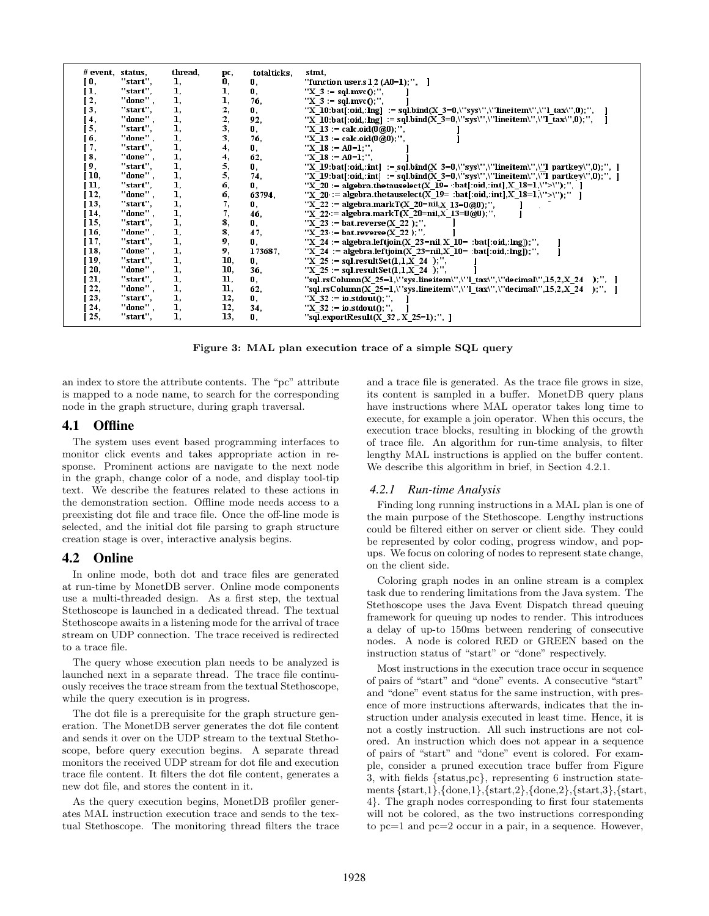```
# event,  status,   thread,  pc,   totalticks,  stmt,
[ 0,    "start",   1,      0,    0,        "function user.s1 2 (A0=1);",   ]
[ 1,    "start",   1,      1,    0,        "X_3 := sql.mvc();",        ]
[ 2,    "done" ,   1,      1,    76,       "X_3 := sql.mvc();",        ]
[ 3,    "start",   1,      2,    0,        "X_10:bat[:oid,:lng]  := sql.bind(X_3=0,\"sys\",\"lineitem\",\"l_tax\",0);",   ]
[ 4,    "done" ,   1,      2,    92,       "X_10:bat[:oid,:lng]  := sql.bind(X_3=0,\"sys\",\"lineitem\",\"l_tax\",0);",   ]
[ 5,    "start",   1,      3,    0,        "X_13 := calc.oid(0@0);",        ]
[ 6,    "done" ,   1,      3,    76,       "X_13 := calc.oid(0@0);",        ]
[ 7,    "start",   1,      4,    0,        "X_18 := A0=1;",        ]
[ 8,    "done" ,   1,      4,    62,       "X_18 := A0=1;",        ]
[ 9,    "start",   1,      5,    0,        "X_19:bat[:oid,:int]  := sql.bind(X_3=0,\"sys\",\"lineitem\",\"l_partkey\",0);",  ]
[ 10,   "done" ,   1,      5,    74,       "X_19:bat[:oid,:int]  := sql.bind(X_3=0,\"sys\",\"lineitem\",\"l_partkey\",0);",  ]
[ 11,   "start",   1,      6,    0,        "X_20 := algebra.thetauselect(X_19= :bat[:oid,:int],X_18=1,\">\");",  ]
[ 12,   "done" ,   1,      6,    63794,    "X_20 := algebra.thetauselect(X_19= :bat[:oid,:int],X_18=1,\">\");",  ]
[ 13,   "start",   1,      7,    0,        "X_22 := algebra.markT(X_20=nil,X_13=0@0);",        ]
[ 14,   "done" ,   1,      7,    46,       "X_22 := algebra.markT(X_20=nil,X_13=0@0);",        ]
[ 15,   "start",   1,      8,    0,        "X_23 := bat.reverse(X_22 );",        ]
[ 16,   "done" ,   1,      8,    47,       "X_23 := bat.reverse(X_22 );",        ]
[ 17,   "start",   1,      9,    0,        "X_24 := algebra.leftjoin(X_23=nil,X_10= :bat[:oid,:lng]);",        ]
[ 18,   "done" ,   1,      9,    173687,   "X_24 := algebra.leftjoin(X_23=nil,X_10= :bat[:oid,:lng]);",        ]
[ 19,   "start",   1,      10,   0,        "X_25 := sql.resultSet(1,1,X_24 );",        ]
[ 20,   "done" ,   1,      10,   36,       "X_25 := sql.resultSet(1,1,X_24 );",        ]
[ 21,   "start",   1,      11,   0,        "sql.rsColumn(X_25=1,\"sys.lineitem\",\"l_tax\",\"decimal\",15,2,X_24   );",  ]
[ 22,   "done" ,   1,      11,   62,       "sql.rsColumn(X_25=1,\"sys.lineitem\",\"l_tax\",\"decimal\",15,2,X_24   );",  ]
[ 23,   "start",   1,      12,   0,        "X_32 := io.stdout();",    ]
[ 24,   "done" ,   1,      12,   34,       "X_32 := io.stdout();",    ]
[ 25,   "start",   1,      13,   0,        "sql.exportResult(X_32 , X_25=1);", ]
```

**Figure 3: MAL plan execution trace of a simple SQL query**

an index to store the attribute contents. The "pc" attribute is mapped to a node name, to search for the corresponding node in the graph structure, during graph traversal.

## 4.1 Offline

The system uses event based programming interfaces to monitor click events and takes appropriate action in response. Prominent actions are navigate to the next node in the graph, change color of a node, and display tool-tip text. We describe the features related to these actions in the demonstration section. Offline mode needs access to a preexisting dot file and trace file. Once the off-line mode is selected, and the initial dot file parsing to graph structure creation stage is over, interactive analysis begins.

## 4.2 Online

In online mode, both dot and trace files are generated at run-time by MonetDB server. Online mode components use a multi-threaded design. As a first step, the textual Stethoscope is launched in a dedicated thread. The textual Stethoscope awaits in a listening mode for the arrival of trace stream on UDP connection. The trace received is redirected to a trace file.

The query whose execution plan needs to be analyzed is launched next in a separate thread. The trace file continuously receives the trace stream from the textual Stethoscope, while the query execution is in progress.

The dot file is a prerequisite for the graph structure generation. The MonetDB server generates the dot file content and sends it over on the UDP stream to the textual Stethoscope, before query execution begins. A separate thread monitors the received UDP stream for dot file and execution trace file content. It filters the dot file content, generates a new dot file, and stores the content in it.

As the query execution begins, MonetDB profiler generates MAL instruction execution trace and sends to the textual Stethoscope. The monitoring thread filters the trace and a trace file is generated. As the trace file grows in size, its content is sampled in a buffer. MonetDB query plans have instructions where MAL operator takes long time to execute, for example a join operator. When this occurs, the execution trace blocks, resulting in blocking of the growth of trace file. An algorithm for run-time analysis, to filter lengthy MAL instructions is applied on the buffer content. We describe this algorithm in brief, in Section 4.2.1.

### 4.2.1 Run-time Analysis

Finding long running instructions in a MAL plan is one of the main purpose of the Stethoscope. Lengthy instructions could be filtered either on server or client side. They could be represented by color coding, progress window, and popups. We focus on coloring of nodes to represent state change, on the client side.

Coloring graph nodes in an online stream is a complex task due to rendering limitations from the Java system. The Stethoscope uses the Java Event Dispatch thread queuing framework for queuing up nodes to render. This introduces a delay of up-to 150ms between rendering of consecutive nodes. A node is colored RED or GREEN based on the instruction status of "start" or "done" respectively.

Most instructions in the execution trace occur in sequence of pairs of "start" and "done" events. A consecutive "start" and "done" event status for the same instruction, with presence of more instructions afterwards, indicates that the instruction under analysis executed in least time. Hence, it is not a costly instruction. All such instructions are not colored. An instruction which does not appear in a sequence of pairs of "start" and "done" event is colored. For example, consider a pruned execution trace buffer from Figure 3, with fields {status,pc}, representing 6 instruction statements {start,1},{done,1},{start,2},{done,2},{start,3},{start, 4}. The graph nodes corresponding to first four statements will not be colored, as the two instructions corresponding to pc=1 and pc=2 occur in a pair, in a sequence. However,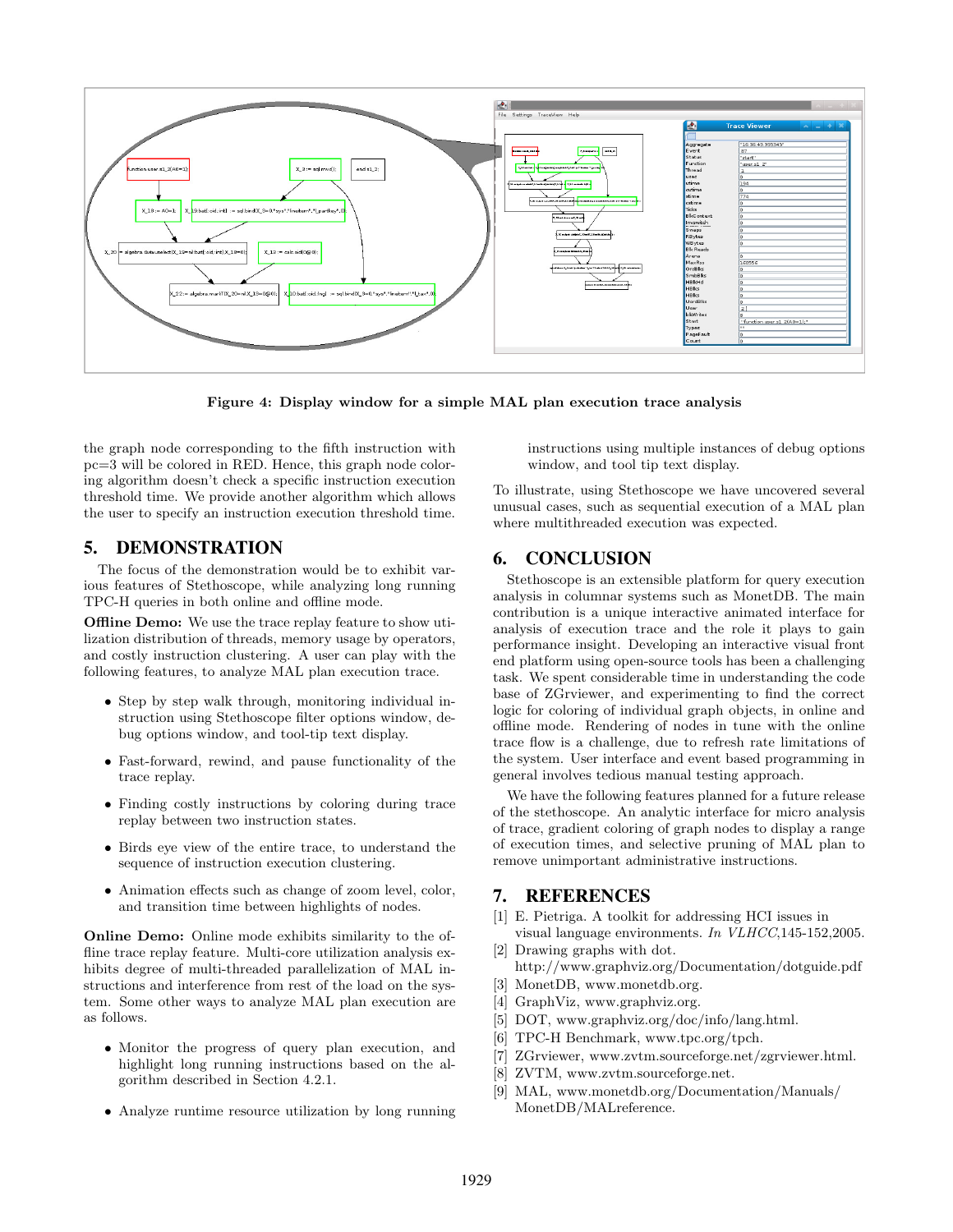Figure 4: Display window for a simple MAL plan execution trace analysis

the graph node corresponding to the fifth instruction with pc=3 will be colored in RED. Hence, this graph node coloring algorithm doesn't check a specific instruction execution threshold time. We provide another algorithm which allows the user to specify an instruction execution threshold time.

## 5. DEMONSTRATION

The focus of the demonstration would be to exhibit various features of Stethoscope, while analyzing long running TPC-H queries in both online and offline mode.

**Offline Demo:** We use the trace replay feature to show utilization distribution of threads, memory usage by operators, and costly instruction clustering. A user can play with the following features, to analyze MAL plan execution trace.

- Step by step walk through, monitoring individual instruction using Stethoscope filter options window, debug options window, and tool-tip text display.
- Fast-forward, rewind, and pause functionality of the trace replay.
- Finding costly instructions by coloring during trace replay between two instruction states.
- Birds eye view of the entire trace, to understand the sequence of instruction execution clustering.
- Animation effects such as change of zoom level, color, and transition time between highlights of nodes.

**Online Demo:** Online mode exhibits similarity to the offline trace replay feature. Multi-core utilization analysis exhibits degree of multi-threaded parallelization of MAL instructions and interference from rest of the load on the system. Some other ways to analyze MAL plan execution are as follows.

- Monitor the progress of query plan execution, and highlight long running instructions based on the algorithm described in Section 4.2.1.
- Analyze runtime resource utilization by long running instructions using multiple instances of debug options window, and tool tip text display.

To illustrate, using Stethoscope we have uncovered several unusual cases, such as sequential execution of a MAL plan where multithreaded execution was expected.

## 6. CONCLUSION

Stethoscope is an extensible platform for query execution analysis in columnar systems such as MonetDB. The main contribution is a unique interactive animated interface for analysis of execution trace and the role it plays to gain performance insight. Developing an interactive visual front end platform using open-source tools has been a challenging task. We spent considerable time in understanding the code base of ZGrviewer, and experimenting to find the correct logic for coloring of individual graph objects, in online and offline mode. Rendering of nodes in tune with the online trace flow is a challenge, due to refresh rate limitations of the system. User interface and event based programming in general involves tedious manual testing approach.

We have the following features planned for a future release of the stethoscope. An analytic interface for micro analysis of trace, gradient coloring of graph nodes to display a range of execution times, and selective pruning of MAL plan to remove unimportant administrative instructions.

## 7. REFERENCES

[1] E. Pietriga. A toolkit for addressing HCI issues in visual language environments. *In VLHCC*,145-152,2005.

[2] Drawing graphs with dot. http://www.graphviz.org/Documentation/dotguide.pdf

[3] MonetDB, www.monetdb.org.

[4] GraphViz, www.graphviz.org.

[5] DOT, www.graphviz.org/doc/info/lang.html.

[6] TPC-H Benchmark, www.tpc.org/tpch.

[7] ZGrviewer, www.zvtm.sourceforge.net/zgrviewer.html.

[8] ZVTM, www.zvtm.sourceforge.net.

[9] MAL, www.monetdb.org/Documentation/Manuals/MonetDB/MALreference.